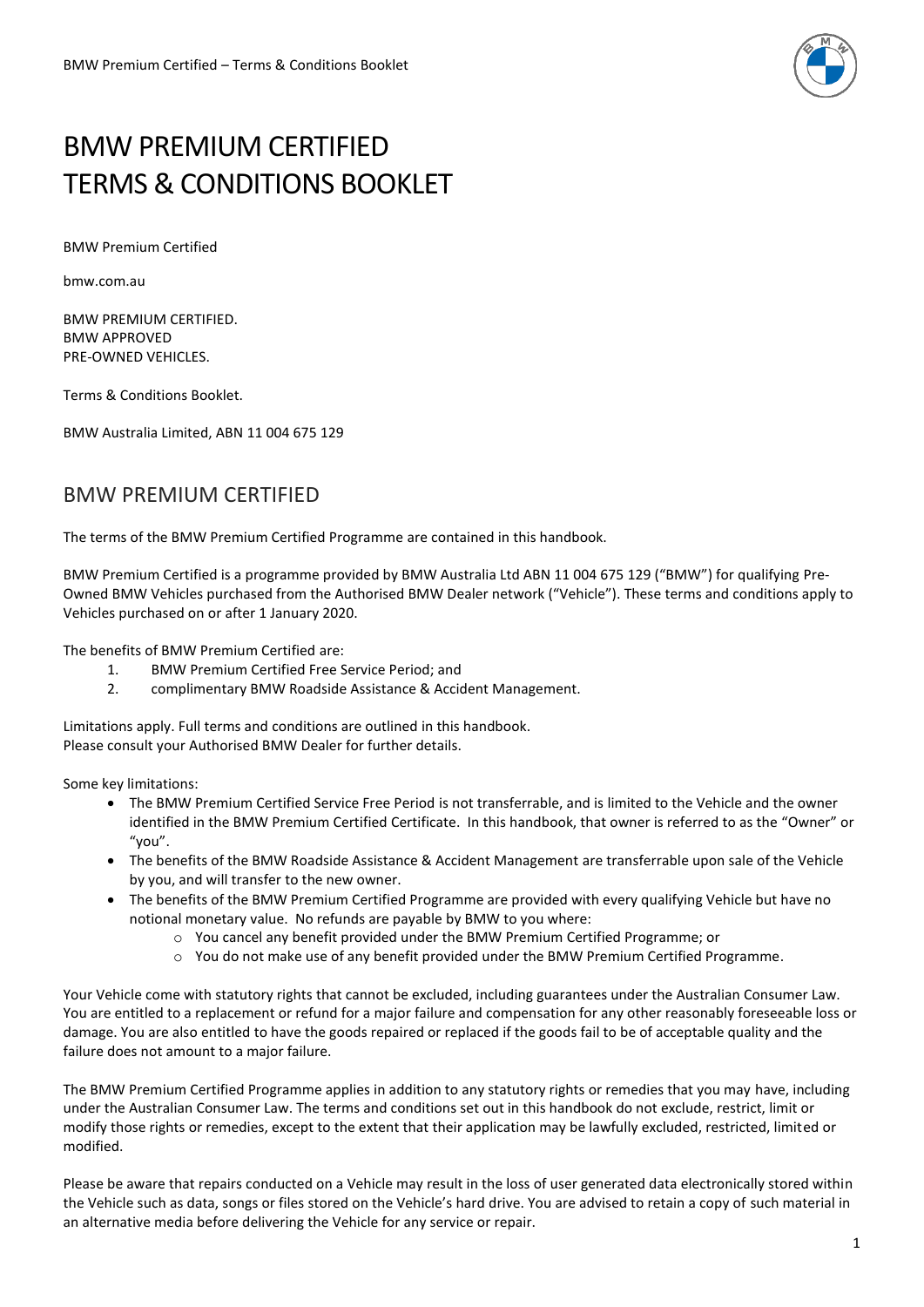# BMW PREMIUM CERTIFIED
# TERMS & CONDITIONS BOOKLET

BMW Premium Certified

bmw.com.au

BMW PREMIUM CERTIFIED.
BMW APPROVED
PRE-OWNED VEHICLES.

Terms & Conditions Booklet.

BMW Australia Limited, ABN 11 004 675 129

## BMW PREMIUM CERTIFIED

The terms of the BMW Premium Certified Programme are contained in this handbook.

BMW Premium Certified is a programme provided by BMW Australia Ltd ABN 11 004 675 129 ("BMW") for qualifying Pre-Owned BMW Vehicles purchased from the Authorised BMW Dealer network ("Vehicle"). These terms and conditions apply to Vehicles purchased on or after 1 January 2020.

The benefits of BMW Premium Certified are:

1. BMW Premium Certified Free Service Period; and
2. complimentary BMW Roadside Assistance & Accident Management.

Limitations apply. Full terms and conditions are outlined in this handbook.
Please consult your Authorised BMW Dealer for further details.

Some key limitations:

- The BMW Premium Certified Service Free Period is not transferrable, and is limited to the Vehicle and the owner identified in the BMW Premium Certified Certificate. In this handbook, that owner is referred to as the "Owner" or "you".
- The benefits of the BMW Roadside Assistance & Accident Management are transferrable upon sale of the Vehicle by you, and will transfer to the new owner.
- The benefits of the BMW Premium Certified Programme are provided with every qualifying Vehicle but have no notional monetary value. No refunds are payable by BMW to you where:
  - You cancel any benefit provided under the BMW Premium Certified Programme; or
  - You do not make use of any benefit provided under the BMW Premium Certified Programme.

Your Vehicle come with statutory rights that cannot be excluded, including guarantees under the Australian Consumer Law. You are entitled to a replacement or refund for a major failure and compensation for any other reasonably foreseeable loss or damage. You are also entitled to have the goods repaired or replaced if the goods fail to be of acceptable quality and the failure does not amount to a major failure.

The BMW Premium Certified Programme applies in addition to any statutory rights or remedies that you may have, including under the Australian Consumer Law. The terms and conditions set out in this handbook do not exclude, restrict, limit or modify those rights or remedies, except to the extent that their application may be lawfully excluded, restricted, limited or modified.

Please be aware that repairs conducted on a Vehicle may result in the loss of user generated data electronically stored within the Vehicle such as data, songs or files stored on the Vehicle's hard drive. You are advised to retain a copy of such material in an alternative media before delivering the Vehicle for any service or repair.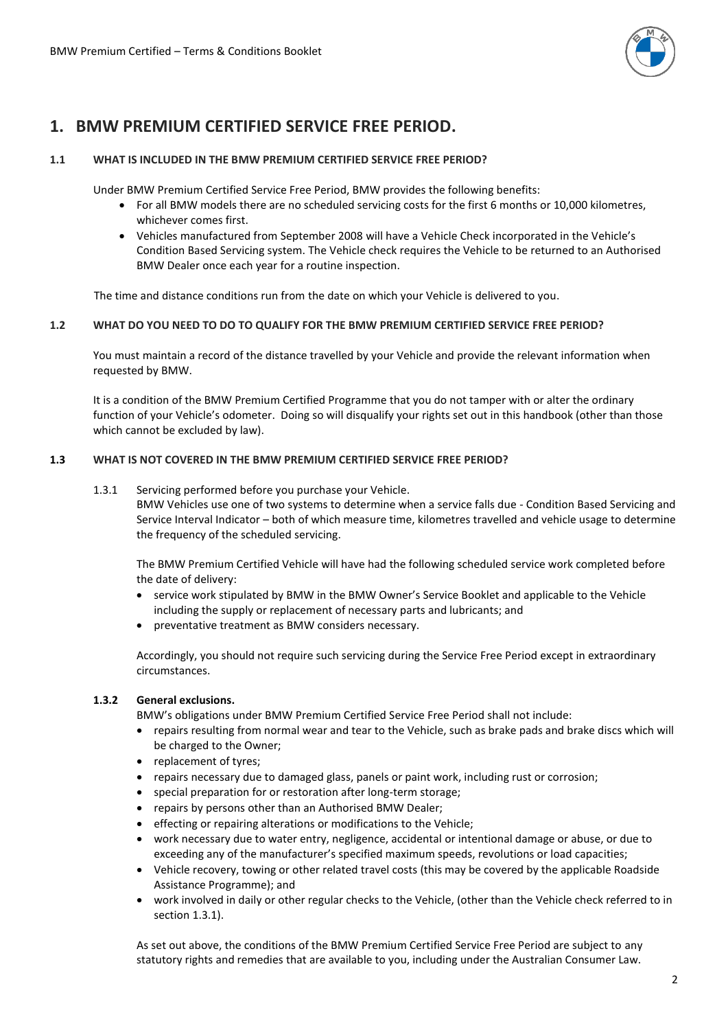# 1. BMW PREMIUM CERTIFIED SERVICE FREE PERIOD.

### 1.1 WHAT IS INCLUDED IN THE BMW PREMIUM CERTIFIED SERVICE FREE PERIOD?

Under BMW Premium Certified Service Free Period, BMW provides the following benefits:

- For all BMW models there are no scheduled servicing costs for the first 6 months or 10,000 kilometres, whichever comes first.
- Vehicles manufactured from September 2008 will have a Vehicle Check incorporated in the Vehicle's Condition Based Servicing system. The Vehicle check requires the Vehicle to be returned to an Authorised BMW Dealer once each year for a routine inspection.

The time and distance conditions run from the date on which your Vehicle is delivered to you.

### 1.2 WHAT DO YOU NEED TO DO TO QUALIFY FOR THE BMW PREMIUM CERTIFIED SERVICE FREE PERIOD?

You must maintain a record of the distance travelled by your Vehicle and provide the relevant information when requested by BMW.

It is a condition of the BMW Premium Certified Programme that you do not tamper with or alter the ordinary function of your Vehicle's odometer. Doing so will disqualify your rights set out in this handbook (other than those which cannot be excluded by law).

### 1.3 WHAT IS NOT COVERED IN THE BMW PREMIUM CERTIFIED SERVICE FREE PERIOD?

1.3.1 Servicing performed before you purchase your Vehicle.
BMW Vehicles use one of two systems to determine when a service falls due - Condition Based Servicing and Service Interval Indicator – both of which measure time, kilometres travelled and vehicle usage to determine the frequency of the scheduled servicing.

The BMW Premium Certified Vehicle will have had the following scheduled service work completed before the date of delivery:

- service work stipulated by BMW in the BMW Owner's Service Booklet and applicable to the Vehicle including the supply or replacement of necessary parts and lubricants; and
- preventative treatment as BMW considers necessary.

Accordingly, you should not require such servicing during the Service Free Period except in extraordinary circumstances.

**1.3.2 General exclusions.**

BMW's obligations under BMW Premium Certified Service Free Period shall not include:

- repairs resulting from normal wear and tear to the Vehicle, such as brake pads and brake discs which will be charged to the Owner;
- replacement of tyres;
- repairs necessary due to damaged glass, panels or paint work, including rust or corrosion;
- special preparation for or restoration after long-term storage;
- repairs by persons other than an Authorised BMW Dealer;
- effecting or repairing alterations or modifications to the Vehicle;
- work necessary due to water entry, negligence, accidental or intentional damage or abuse, or due to exceeding any of the manufacturer's specified maximum speeds, revolutions or load capacities;
- Vehicle recovery, towing or other related travel costs (this may be covered by the applicable Roadside Assistance Programme); and
- work involved in daily or other regular checks to the Vehicle, (other than the Vehicle check referred to in section 1.3.1).

As set out above, the conditions of the BMW Premium Certified Service Free Period are subject to any statutory rights and remedies that are available to you, including under the Australian Consumer Law.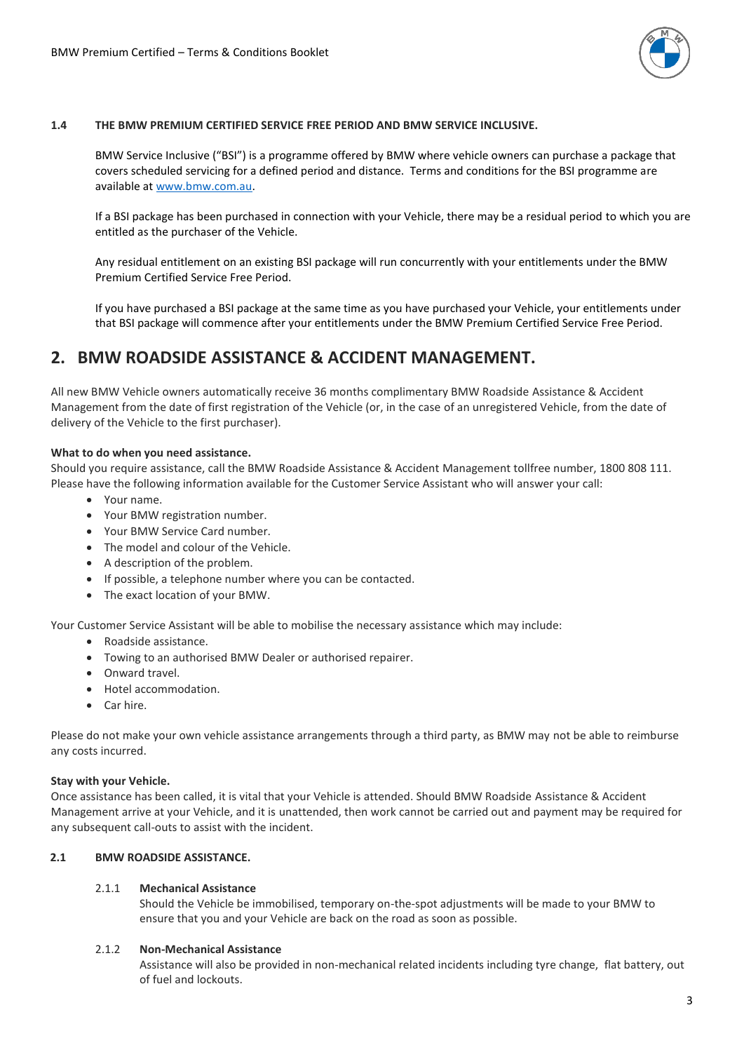### 1.4 THE BMW PREMIUM CERTIFIED SERVICE FREE PERIOD AND BMW SERVICE INCLUSIVE.

BMW Service Inclusive ("BSI") is a programme offered by BMW where vehicle owners can purchase a package that covers scheduled servicing for a defined period and distance. Terms and conditions for the BSI programme are available at www.bmw.com.au.

If a BSI package has been purchased in connection with your Vehicle, there may be a residual period to which you are entitled as the purchaser of the Vehicle.

Any residual entitlement on an existing BSI package will run concurrently with your entitlements under the BMW Premium Certified Service Free Period.

If you have purchased a BSI package at the same time as you have purchased your Vehicle, your entitlements under that BSI package will commence after your entitlements under the BMW Premium Certified Service Free Period.

## 2. BMW ROADSIDE ASSISTANCE & ACCIDENT MANAGEMENT.

All new BMW Vehicle owners automatically receive 36 months complimentary BMW Roadside Assistance & Accident Management from the date of first registration of the Vehicle (or, in the case of an unregistered Vehicle, from the date of delivery of the Vehicle to the first purchaser).

**What to do when you need assistance.**
Should you require assistance, call the BMW Roadside Assistance & Accident Management tollfree number, 1800 808 111. Please have the following information available for the Customer Service Assistant who will answer your call:

- Your name.
- Your BMW registration number.
- Your BMW Service Card number.
- The model and colour of the Vehicle.
- A description of the problem.
- If possible, a telephone number where you can be contacted.
- The exact location of your BMW.

Your Customer Service Assistant will be able to mobilise the necessary assistance which may include:

- Roadside assistance.
- Towing to an authorised BMW Dealer or authorised repairer.
- Onward travel.
- Hotel accommodation.
- Car hire.

Please do not make your own vehicle assistance arrangements through a third party, as BMW may not be able to reimburse any costs incurred.

**Stay with your Vehicle.**
Once assistance has been called, it is vital that your Vehicle is attended. Should BMW Roadside Assistance & Accident Management arrive at your Vehicle, and it is unattended, then work cannot be carried out and payment may be required for any subsequent call-outs to assist with the incident.

### 2.1 BMW ROADSIDE ASSISTANCE.

2.1.1 **Mechanical Assistance**
Should the Vehicle be immobilised, temporary on-the-spot adjustments will be made to your BMW to ensure that you and your Vehicle are back on the road as soon as possible.

2.1.2 **Non-Mechanical Assistance**
Assistance will also be provided in non-mechanical related incidents including tyre change, flat battery, out of fuel and lockouts.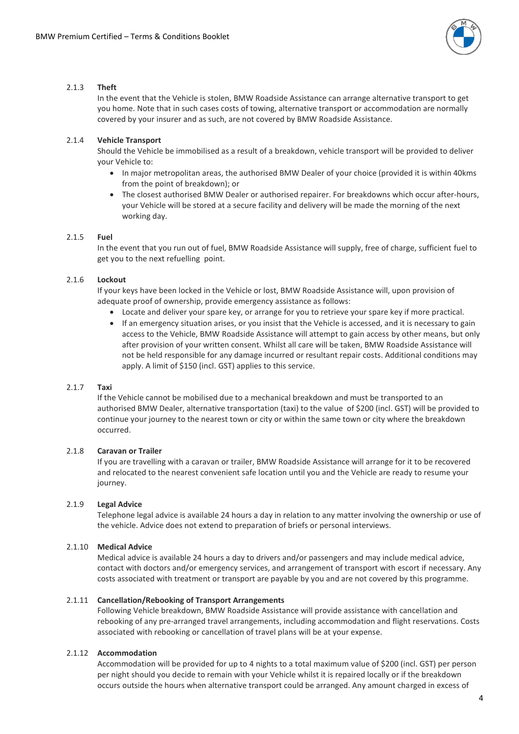#### 2.1.3 Theft

In the event that the Vehicle is stolen, BMW Roadside Assistance can arrange alternative transport to get you home. Note that in such cases costs of towing, alternative transport or accommodation are normally covered by your insurer and as such, are not covered by BMW Roadside Assistance.

#### 2.1.4 Vehicle Transport

Should the Vehicle be immobilised as a result of a breakdown, vehicle transport will be provided to deliver your Vehicle to:

- In major metropolitan areas, the authorised BMW Dealer of your choice (provided it is within 40kms from the point of breakdown); or
- The closest authorised BMW Dealer or authorised repairer. For breakdowns which occur after-hours, your Vehicle will be stored at a secure facility and delivery will be made the morning of the next working day.

#### 2.1.5 Fuel

In the event that you run out of fuel, BMW Roadside Assistance will supply, free of charge, sufficient fuel to get you to the next refuelling point.

#### 2.1.6 Lockout

If your keys have been locked in the Vehicle or lost, BMW Roadside Assistance will, upon provision of adequate proof of ownership, provide emergency assistance as follows:

- Locate and deliver your spare key, or arrange for you to retrieve your spare key if more practical.
- If an emergency situation arises, or you insist that the Vehicle is accessed, and it is necessary to gain access to the Vehicle, BMW Roadside Assistance will attempt to gain access by other means, but only after provision of your written consent. Whilst all care will be taken, BMW Roadside Assistance will not be held responsible for any damage incurred or resultant repair costs. Additional conditions may apply. A limit of $150 (incl. GST) applies to this service.

#### 2.1.7 Taxi

If the Vehicle cannot be mobilised due to a mechanical breakdown and must be transported to an authorised BMW Dealer, alternative transportation (taxi) to the value of $200 (incl. GST) will be provided to continue your journey to the nearest town or city or within the same town or city where the breakdown occurred.

#### 2.1.8 Caravan or Trailer

If you are travelling with a caravan or trailer, BMW Roadside Assistance will arrange for it to be recovered and relocated to the nearest convenient safe location until you and the Vehicle are ready to resume your journey.

#### 2.1.9 Legal Advice

Telephone legal advice is available 24 hours a day in relation to any matter involving the ownership or use of the vehicle. Advice does not extend to preparation of briefs or personal interviews.

#### 2.1.10 Medical Advice

Medical advice is available 24 hours a day to drivers and/or passengers and may include medical advice, contact with doctors and/or emergency services, and arrangement of transport with escort if necessary. Any costs associated with treatment or transport are payable by you and are not covered by this programme.

#### 2.1.11 Cancellation/Rebooking of Transport Arrangements

Following Vehicle breakdown, BMW Roadside Assistance will provide assistance with cancellation and rebooking of any pre-arranged travel arrangements, including accommodation and flight reservations. Costs associated with rebooking or cancellation of travel plans will be at your expense.

#### 2.1.12 Accommodation

Accommodation will be provided for up to 4 nights to a total maximum value of $200 (incl. GST) per person per night should you decide to remain with your Vehicle whilst it is repaired locally or if the breakdown occurs outside the hours when alternative transport could be arranged. Any amount charged in excess of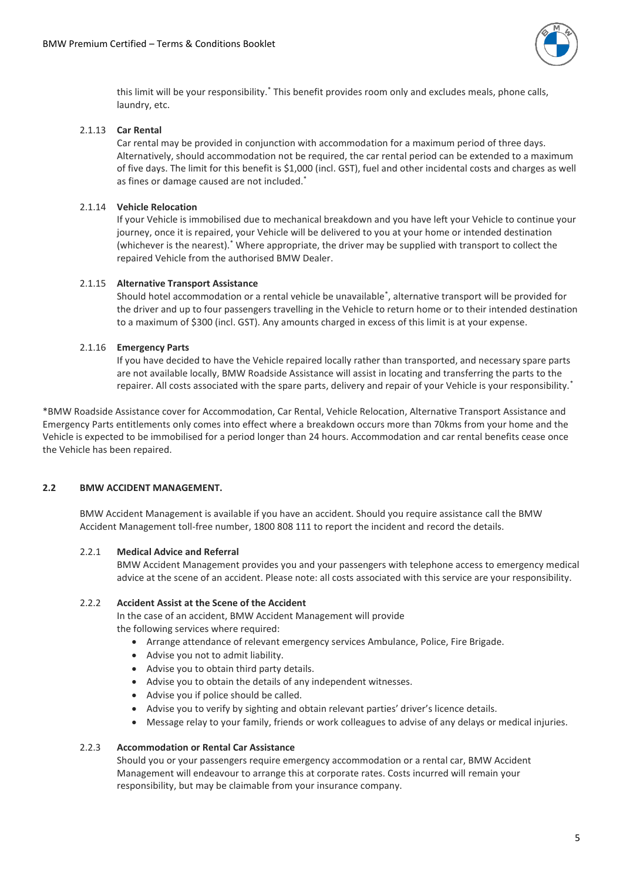this limit will be your responsibility.* This benefit provides room only and excludes meals, phone calls, laundry, etc.

### 2.1.13 **Car Rental**

Car rental may be provided in conjunction with accommodation for a maximum period of three days. Alternatively, should accommodation not be required, the car rental period can be extended to a maximum of five days. The limit for this benefit is $1,000 (incl. GST), fuel and other incidental costs and charges as well as fines or damage caused are not included.*

### 2.1.14 **Vehicle Relocation**

If your Vehicle is immobilised due to mechanical breakdown and you have left your Vehicle to continue your journey, once it is repaired, your Vehicle will be delivered to you at your home or intended destination (whichever is the nearest).* Where appropriate, the driver may be supplied with transport to collect the repaired Vehicle from the authorised BMW Dealer.

### 2.1.15 **Alternative Transport Assistance**

Should hotel accommodation or a rental vehicle be unavailable*, alternative transport will be provided for the driver and up to four passengers travelling in the Vehicle to return home or to their intended destination to a maximum of $300 (incl. GST). Any amounts charged in excess of this limit is at your expense.

### 2.1.16 **Emergency Parts**

If you have decided to have the Vehicle repaired locally rather than transported, and necessary spare parts are not available locally, BMW Roadside Assistance will assist in locating and transferring the parts to the repairer. All costs associated with the spare parts, delivery and repair of your Vehicle is your responsibility.*

*BMW Roadside Assistance cover for Accommodation, Car Rental, Vehicle Relocation, Alternative Transport Assistance and Emergency Parts entitlements only comes into effect where a breakdown occurs more than 70kms from your home and the Vehicle is expected to be immobilised for a period longer than 24 hours. Accommodation and car rental benefits cease once the Vehicle has been repaired.

## 2.2 BMW ACCIDENT MANAGEMENT.

BMW Accident Management is available if you have an accident. Should you require assistance call the BMW Accident Management toll-free number, 1800 808 111 to report the incident and record the details.

### 2.2.1 **Medical Advice and Referral**

BMW Accident Management provides you and your passengers with telephone access to emergency medical advice at the scene of an accident. Please note: all costs associated with this service are your responsibility.

### 2.2.2 **Accident Assist at the Scene of the Accident**

In the case of an accident, BMW Accident Management will provide the following services where required:

- Arrange attendance of relevant emergency services Ambulance, Police, Fire Brigade.
- Advise you not to admit liability.
- Advise you to obtain third party details.
- Advise you to obtain the details of any independent witnesses.
- Advise you if police should be called.
- Advise you to verify by sighting and obtain relevant parties' driver's licence details.
- Message relay to your family, friends or work colleagues to advise of any delays or medical injuries.

### 2.2.3 **Accommodation or Rental Car Assistance**

Should you or your passengers require emergency accommodation or a rental car, BMW Accident Management will endeavour to arrange this at corporate rates. Costs incurred will remain your responsibility, but may be claimable from your insurance company.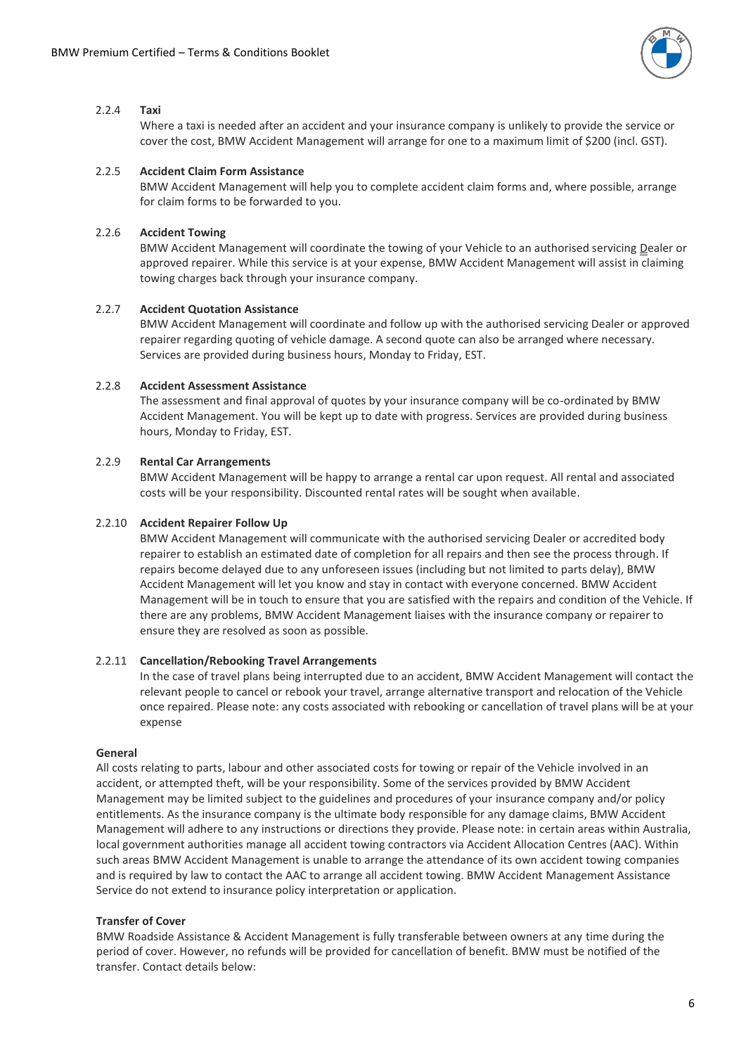#### 2.2.4 Taxi

Where a taxi is needed after an accident and your insurance company is unlikely to provide the service or cover the cost, BMW Accident Management will arrange for one to a maximum limit of $200 (incl. GST).

#### 2.2.5 Accident Claim Form Assistance

BMW Accident Management will help you to complete accident claim forms and, where possible, arrange for claim forms to be forwarded to you.

#### 2.2.6 Accident Towing

BMW Accident Management will coordinate the towing of your Vehicle to an authorised servicing Dealer or approved repairer. While this service is at your expense, BMW Accident Management will assist in claiming towing charges back through your insurance company.

#### 2.2.7 Accident Quotation Assistance

BMW Accident Management will coordinate and follow up with the authorised servicing Dealer or approved repairer regarding quoting of vehicle damage. A second quote can also be arranged where necessary. Services are provided during business hours, Monday to Friday, EST.

#### 2.2.8 Accident Assessment Assistance

The assessment and final approval of quotes by your insurance company will be co-ordinated by BMW Accident Management. You will be kept up to date with progress. Services are provided during business hours, Monday to Friday, EST.

#### 2.2.9 Rental Car Arrangements

BMW Accident Management will be happy to arrange a rental car upon request. All rental and associated costs will be your responsibility. Discounted rental rates will be sought when available.

#### 2.2.10 Accident Repairer Follow Up

BMW Accident Management will communicate with the authorised servicing Dealer or accredited body repairer to establish an estimated date of completion for all repairs and then see the process through. If repairs become delayed due to any unforeseen issues (including but not limited to parts delay), BMW Accident Management will let you know and stay in contact with everyone concerned. BMW Accident Management will be in touch to ensure that you are satisfied with the repairs and condition of the Vehicle. If there are any problems, BMW Accident Management liaises with the insurance company or repairer to ensure they are resolved as soon as possible.

#### 2.2.11 Cancellation/Rebooking Travel Arrangements

In the case of travel plans being interrupted due to an accident, BMW Accident Management will contact the relevant people to cancel or rebook your travel, arrange alternative transport and relocation of the Vehicle once repaired. Please note: any costs associated with rebooking or cancellation of travel plans will be at your expense

**General**

All costs relating to parts, labour and other associated costs for towing or repair of the Vehicle involved in an accident, or attempted theft, will be your responsibility. Some of the services provided by BMW Accident Management may be limited subject to the guidelines and procedures of your insurance company and/or policy entitlements. As the insurance company is the ultimate body responsible for any damage claims, BMW Accident Management will adhere to any instructions or directions they provide. Please note: in certain areas within Australia, local government authorities manage all accident towing contractors via Accident Allocation Centres (AAC). Within such areas BMW Accident Management is unable to arrange the attendance of its own accident towing companies and is required by law to contact the AAC to arrange all accident towing. BMW Accident Management Assistance Service do not extend to insurance policy interpretation or application.

**Transfer of Cover**

BMW Roadside Assistance & Accident Management is fully transferable between owners at any time during the period of cover. However, no refunds will be provided for cancellation of benefit. BMW must be notified of the transfer. Contact details below: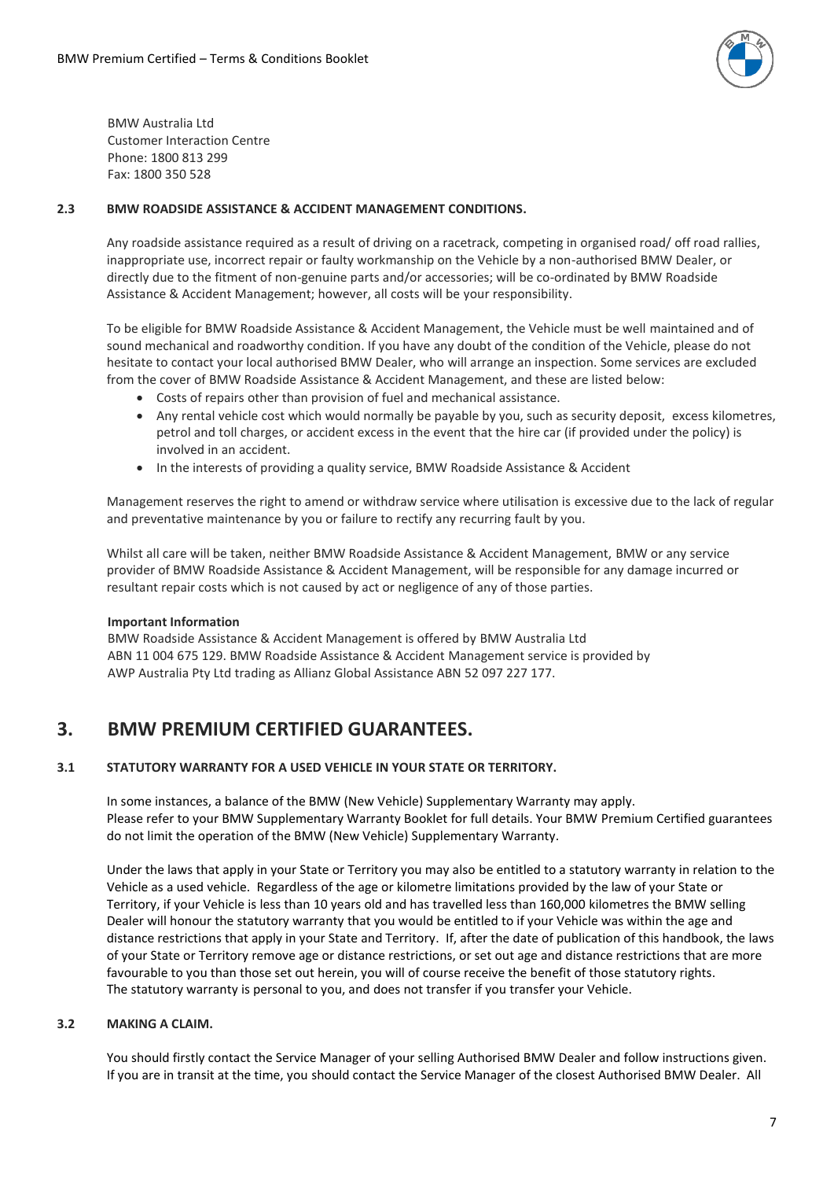BMW Australia Ltd
Customer Interaction Centre
Phone: 1800 813 299
Fax: 1800 350 528

### 2.3 BMW ROADSIDE ASSISTANCE & ACCIDENT MANAGEMENT CONDITIONS.

Any roadside assistance required as a result of driving on a racetrack, competing in organised road/ off road rallies, inappropriate use, incorrect repair or faulty workmanship on the Vehicle by a non-authorised BMW Dealer, or directly due to the fitment of non-genuine parts and/or accessories; will be co-ordinated by BMW Roadside Assistance & Accident Management; however, all costs will be your responsibility.

To be eligible for BMW Roadside Assistance & Accident Management, the Vehicle must be well maintained and of sound mechanical and roadworthy condition. If you have any doubt of the condition of the Vehicle, please do not hesitate to contact your local authorised BMW Dealer, who will arrange an inspection. Some services are excluded from the cover of BMW Roadside Assistance & Accident Management, and these are listed below:

- Costs of repairs other than provision of fuel and mechanical assistance.
- Any rental vehicle cost which would normally be payable by you, such as security deposit, excess kilometres, petrol and toll charges, or accident excess in the event that the hire car (if provided under the policy) is involved in an accident.
- In the interests of providing a quality service, BMW Roadside Assistance & Accident

Management reserves the right to amend or withdraw service where utilisation is excessive due to the lack of regular and preventative maintenance by you or failure to rectify any recurring fault by you.

Whilst all care will be taken, neither BMW Roadside Assistance & Accident Management, BMW or any service provider of BMW Roadside Assistance & Accident Management, will be responsible for any damage incurred or resultant repair costs which is not caused by act or negligence of any of those parties.

**Important Information**
BMW Roadside Assistance & Accident Management is offered by BMW Australia Ltd ABN 11 004 675 129. BMW Roadside Assistance & Accident Management service is provided by AWP Australia Pty Ltd trading as Allianz Global Assistance ABN 52 097 227 177.

## 3. BMW PREMIUM CERTIFIED GUARANTEES.

### 3.1 STATUTORY WARRANTY FOR A USED VEHICLE IN YOUR STATE OR TERRITORY.

In some instances, a balance of the BMW (New Vehicle) Supplementary Warranty may apply.
Please refer to your BMW Supplementary Warranty Booklet for full details. Your BMW Premium Certified guarantees do not limit the operation of the BMW (New Vehicle) Supplementary Warranty.

Under the laws that apply in your State or Territory you may also be entitled to a statutory warranty in relation to the Vehicle as a used vehicle. Regardless of the age or kilometre limitations provided by the law of your State or Territory, if your Vehicle is less than 10 years old and has travelled less than 160,000 kilometres the BMW selling Dealer will honour the statutory warranty that you would be entitled to if your Vehicle was within the age and distance restrictions that apply in your State and Territory. If, after the date of publication of this handbook, the laws of your State or Territory remove age or distance restrictions, or set out age and distance restrictions that are more favourable to you than those set out herein, you will of course receive the benefit of those statutory rights.
The statutory warranty is personal to you, and does not transfer if you transfer your Vehicle.

### 3.2 MAKING A CLAIM.

You should firstly contact the Service Manager of your selling Authorised BMW Dealer and follow instructions given. If you are in transit at the time, you should contact the Service Manager of the closest Authorised BMW Dealer. All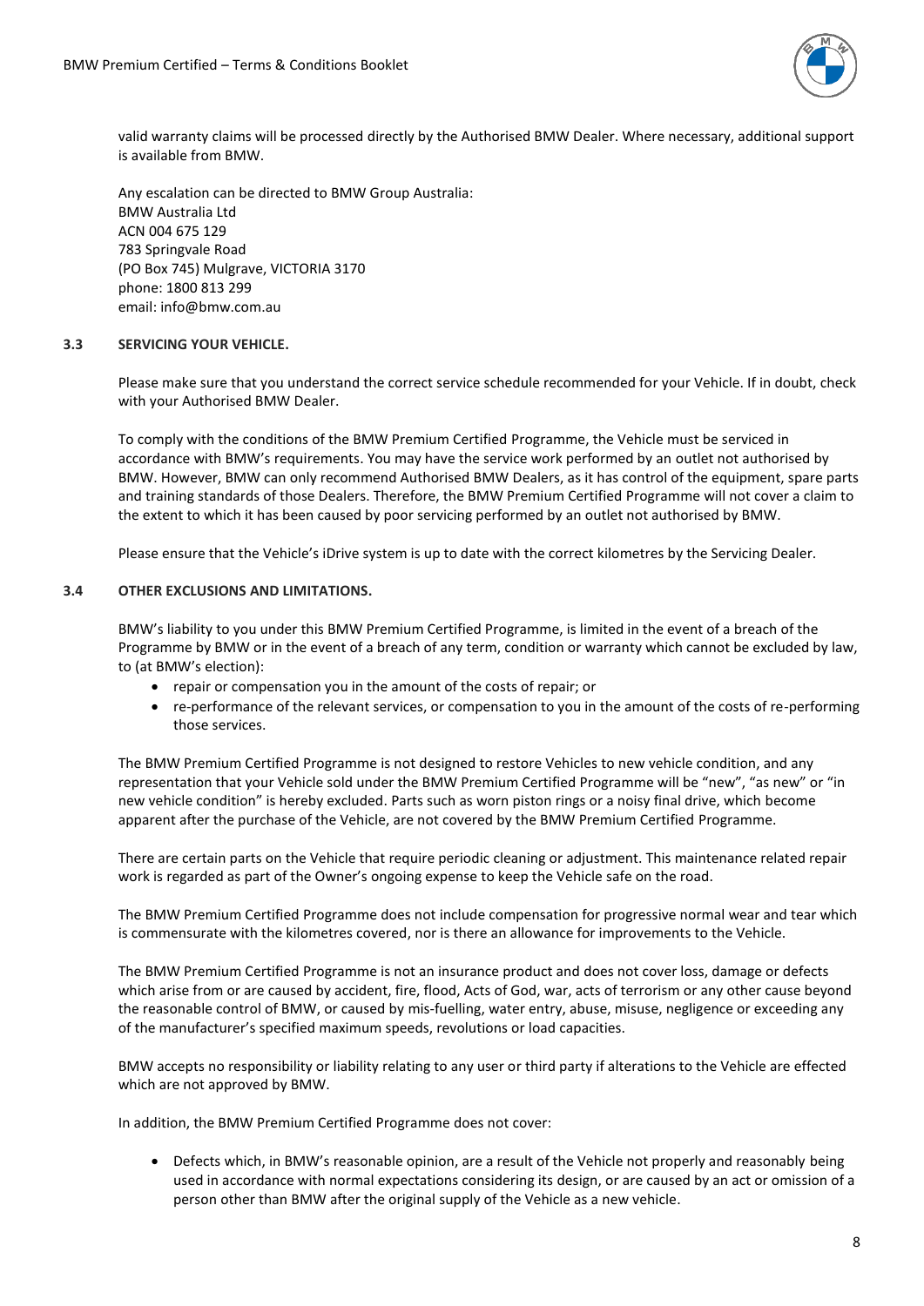valid warranty claims will be processed directly by the Authorised BMW Dealer. Where necessary, additional support is available from BMW.

Any escalation can be directed to BMW Group Australia:
BMW Australia Ltd
ACN 004 675 129
783 Springvale Road
(PO Box 745) Mulgrave, VICTORIA 3170
phone: 1800 813 299
email: info@bmw.com.au

### 3.3 SERVICING YOUR VEHICLE.

Please make sure that you understand the correct service schedule recommended for your Vehicle. If in doubt, check with your Authorised BMW Dealer.

To comply with the conditions of the BMW Premium Certified Programme, the Vehicle must be serviced in accordance with BMW's requirements. You may have the service work performed by an outlet not authorised by BMW. However, BMW can only recommend Authorised BMW Dealers, as it has control of the equipment, spare parts and training standards of those Dealers. Therefore, the BMW Premium Certified Programme will not cover a claim to the extent to which it has been caused by poor servicing performed by an outlet not authorised by BMW.

Please ensure that the Vehicle's iDrive system is up to date with the correct kilometres by the Servicing Dealer.

### 3.4 OTHER EXCLUSIONS AND LIMITATIONS.

BMW's liability to you under this BMW Premium Certified Programme, is limited in the event of a breach of the Programme by BMW or in the event of a breach of any term, condition or warranty which cannot be excluded by law, to (at BMW's election):

- repair or compensation you in the amount of the costs of repair; or
- re-performance of the relevant services, or compensation to you in the amount of the costs of re-performing those services.

The BMW Premium Certified Programme is not designed to restore Vehicles to new vehicle condition, and any representation that your Vehicle sold under the BMW Premium Certified Programme will be "new", "as new" or "in new vehicle condition" is hereby excluded. Parts such as worn piston rings or a noisy final drive, which become apparent after the purchase of the Vehicle, are not covered by the BMW Premium Certified Programme.

There are certain parts on the Vehicle that require periodic cleaning or adjustment. This maintenance related repair work is regarded as part of the Owner's ongoing expense to keep the Vehicle safe on the road.

The BMW Premium Certified Programme does not include compensation for progressive normal wear and tear which is commensurate with the kilometres covered, nor is there an allowance for improvements to the Vehicle.

The BMW Premium Certified Programme is not an insurance product and does not cover loss, damage or defects which arise from or are caused by accident, fire, flood, Acts of God, war, acts of terrorism or any other cause beyond the reasonable control of BMW, or caused by mis-fuelling, water entry, abuse, misuse, negligence or exceeding any of the manufacturer's specified maximum speeds, revolutions or load capacities.

BMW accepts no responsibility or liability relating to any user or third party if alterations to the Vehicle are effected which are not approved by BMW.

In addition, the BMW Premium Certified Programme does not cover:

- Defects which, in BMW's reasonable opinion, are a result of the Vehicle not properly and reasonably being used in accordance with normal expectations considering its design, or are caused by an act or omission of a person other than BMW after the original supply of the Vehicle as a new vehicle.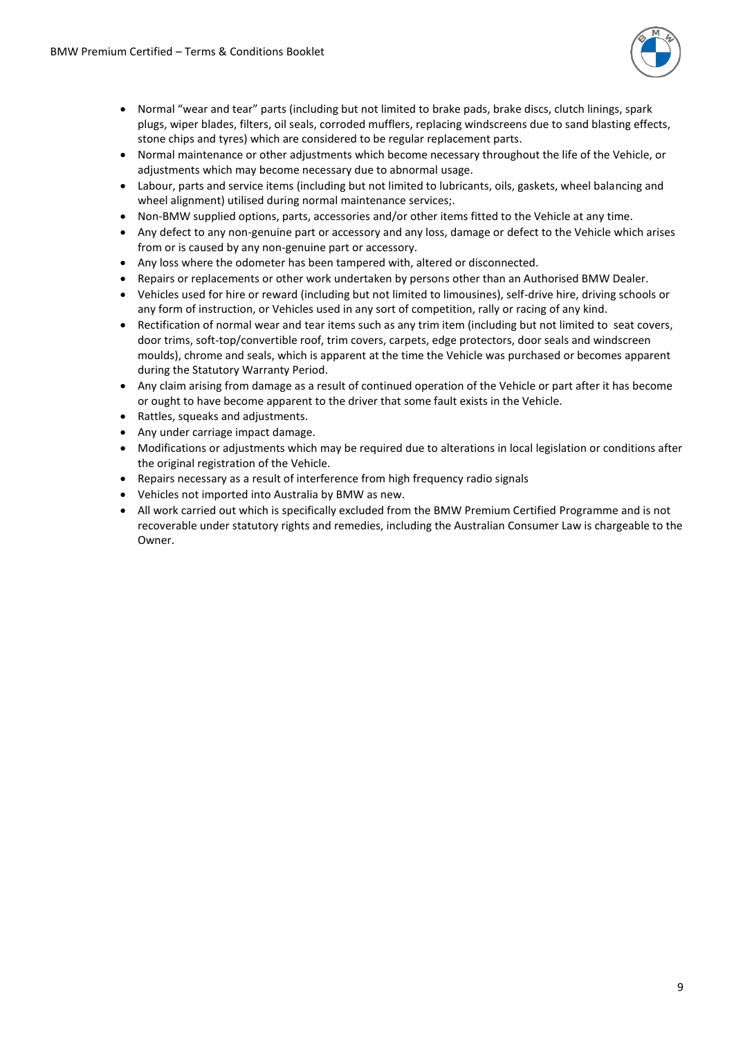- Normal “wear and tear” parts (including but not limited to brake pads, brake discs, clutch linings, spark plugs, wiper blades, filters, oil seals, corroded mufflers, replacing windscreens due to sand blasting effects, stone chips and tyres) which are considered to be regular replacement parts.
- Normal maintenance or other adjustments which become necessary throughout the life of the Vehicle, or adjustments which may become necessary due to abnormal usage.
- Labour, parts and service items (including but not limited to lubricants, oils, gaskets, wheel balancing and wheel alignment) utilised during normal maintenance services;.
- Non-BMW supplied options, parts, accessories and/or other items fitted to the Vehicle at any time.
- Any defect to any non-genuine part or accessory and any loss, damage or defect to the Vehicle which arises from or is caused by any non-genuine part or accessory.
- Any loss where the odometer has been tampered with, altered or disconnected.
- Repairs or replacements or other work undertaken by persons other than an Authorised BMW Dealer.
- Vehicles used for hire or reward (including but not limited to limousines), self-drive hire, driving schools or any form of instruction, or Vehicles used in any sort of competition, rally or racing of any kind.
- Rectification of normal wear and tear items such as any trim item (including but not limited to seat covers, door trims, soft-top/convertible roof, trim covers, carpets, edge protectors, door seals and windscreen moulds), chrome and seals, which is apparent at the time the Vehicle was purchased or becomes apparent during the Statutory Warranty Period.
- Any claim arising from damage as a result of continued operation of the Vehicle or part after it has become or ought to have become apparent to the driver that some fault exists in the Vehicle.
- Rattles, squeaks and adjustments.
- Any under carriage impact damage.
- Modifications or adjustments which may be required due to alterations in local legislation or conditions after the original registration of the Vehicle.
- Repairs necessary as a result of interference from high frequency radio signals
- Vehicles not imported into Australia by BMW as new.
- All work carried out which is specifically excluded from the BMW Premium Certified Programme and is not recoverable under statutory rights and remedies, including the Australian Consumer Law is chargeable to the Owner.